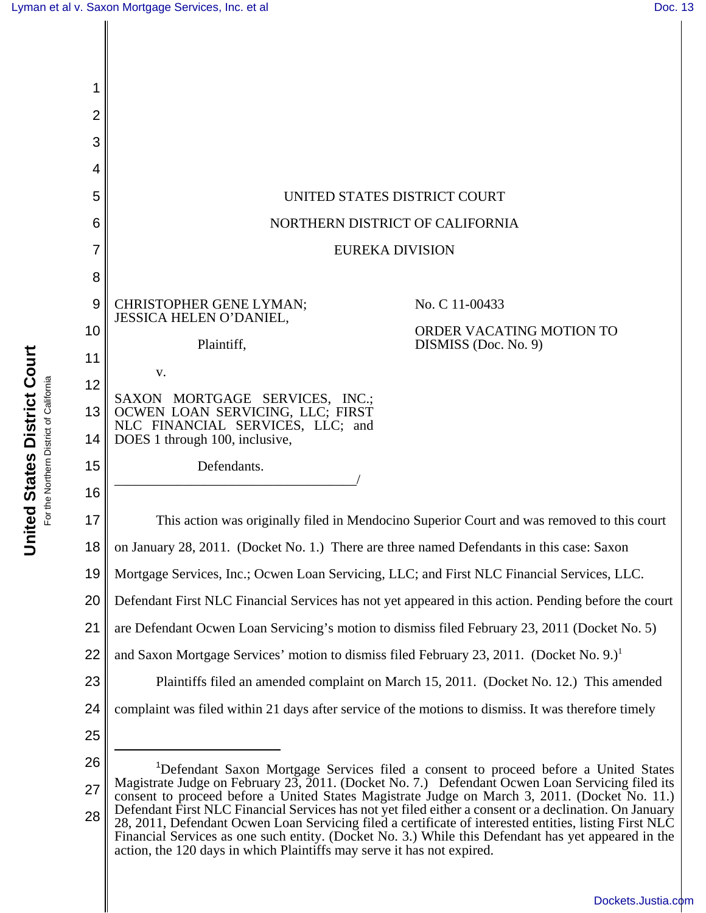UNITED STATES DISTRICT COURT

NORTHERN DISTRICT OF CALIFORNIA

EUREKA DIVISION

CHRISTOPHER GENE LYMAN; JESSICA HELEN O'DANIEL,

Plaintiff,

v.

SAXON MORTGAGE SERVICES, INC.; OCWEN LOAN SERVICING, LLC; FIRST NLC FINANCIAL SERVICES, LLC; and DOES 1 through 100, inclusive,

Defendants.

_________________________________/

No. C 11-00433

ORDER VACATING MOTION TO DISMISS (Doc. No. 9)

This action was originally filed in Mendocino Superior Court and was removed to this court on January 28, 2011. (Docket No. 1.) There are three named Defendants in this case: Saxon Mortgage Services, Inc.; Ocwen Loan Servicing, LLC; and First NLC Financial Services, LLC. Defendant First NLC Financial Services has not yet appeared in this action. Pending before the court are Defendant Ocwen Loan Servicing's motion to dismiss filed February 23, 2011 (Docket No. 5) and Saxon Mortgage Services' motion to dismiss filed February 23, 2011. (Docket No. 9.)[1]

Plaintiffs filed an amended complaint on March 15, 2011. (Docket No. 12.) This amended complaint was filed within 21 days after service of the motions to dismiss. It was therefore timely

---

[1]Defendant Saxon Mortgage Services filed a consent to proceed before a United States Magistrate Judge on February 23, 2011. (Docket No. 7.) Defendant Ocwen Loan Servicing filed its consent to proceed before a United States Magistrate Judge on March 3, 2011. (Docket No. 11.) Defendant First NLC Financial Services has not yet filed either a consent or a declination. On January 28, 2011, Defendant Ocwen Loan Servicing filed a certificate of interested entities, listing First NLC Financial Services as one such entity. (Docket No. 3.) While this Defendant has yet appeared in the action, the 120 days in which Plaintiffs may serve it has not expired.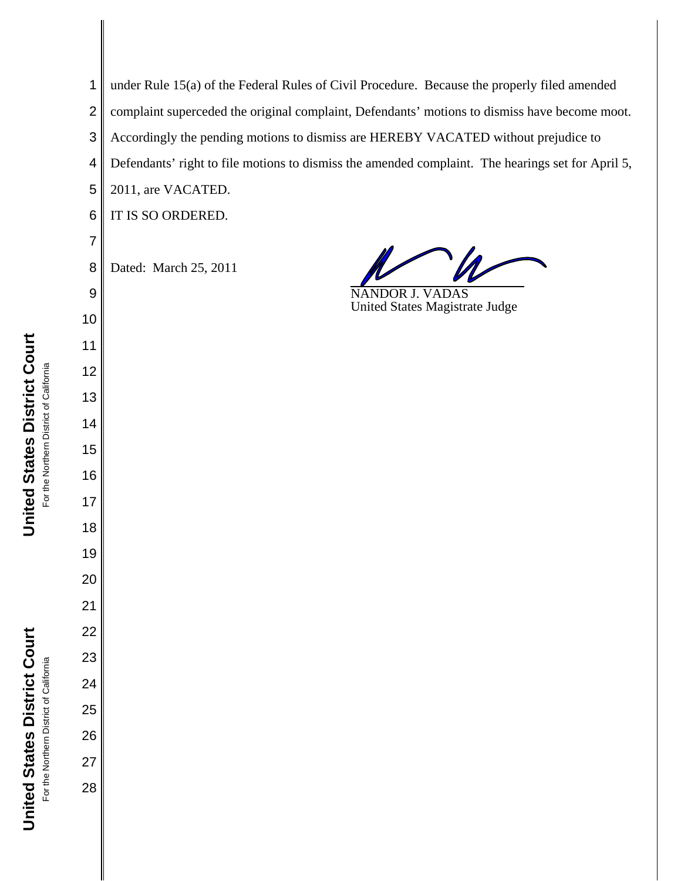under Rule 15(a) of the Federal Rules of Civil Procedure. Because the properly filed amended complaint superceded the original complaint, Defendants' motions to dismiss have become moot. Accordingly the pending motions to dismiss are HEREBY VACATED without prejudice to Defendants' right to file motions to dismiss the amended complaint. The hearings set for April 5, 2011, are VACATED.

IT IS SO ORDERED.

Dated: March 25, 2011

NANDOR J. VADAS
United States Magistrate Judge